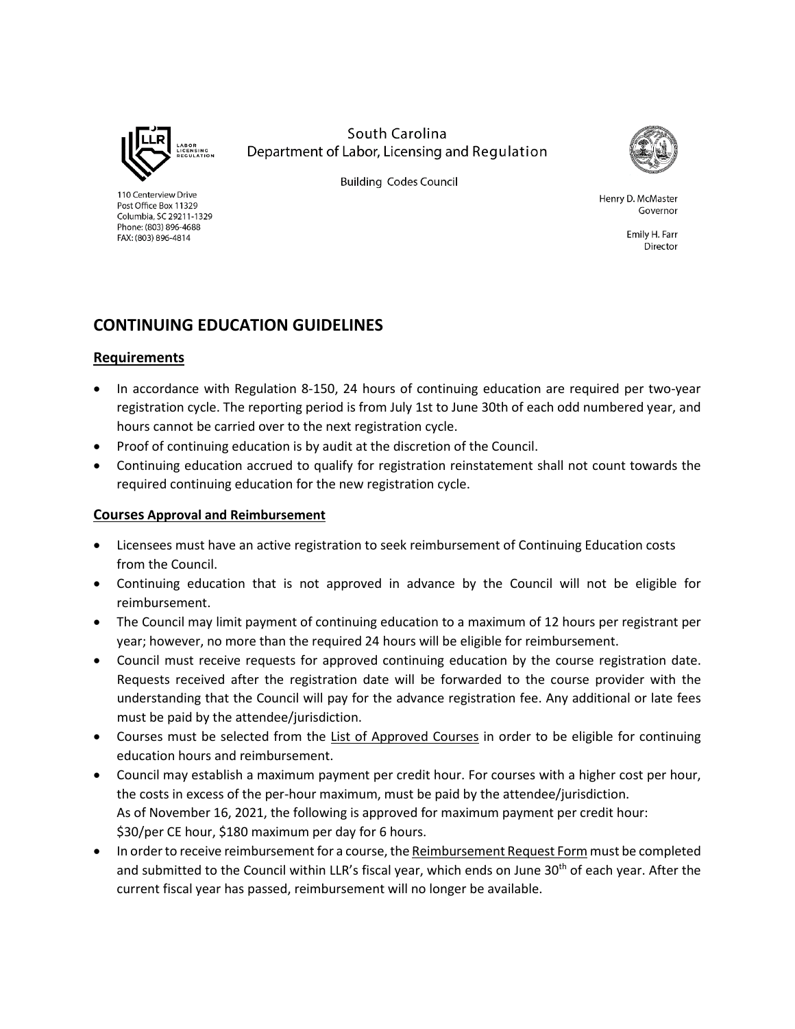South Carolina
Department of Labor, Licensing and Regulation

Building Codes Council

110 Centerview Drive
Post Office Box 11329
Columbia, SC 29211-1329
Phone: (803) 896-4688
FAX: (803) 896-4814

Henry D. McMaster
Governor

Emily H. Farr
Director

## CONTINUING EDUCATION GUIDELINES

### Requirements

- In accordance with Regulation 8-150, 24 hours of continuing education are required per two-year registration cycle. The reporting period is from July 1st to June 30th of each odd numbered year, and hours cannot be carried over to the next registration cycle.
- Proof of continuing education is by audit at the discretion of the Council.
- Continuing education accrued to qualify for registration reinstatement shall not count towards the required continuing education for the new registration cycle.

### Courses Approval and Reimbursement

- Licensees must have an active registration to seek reimbursement of Continuing Education costs from the Council.
- Continuing education that is not approved in advance by the Council will not be eligible for reimbursement.
- The Council may limit payment of continuing education to a maximum of 12 hours per registrant per year; however, no more than the required 24 hours will be eligible for reimbursement.
- Council must receive requests for approved continuing education by the course registration date. Requests received after the registration date will be forwarded to the course provider with the understanding that the Council will pay for the advance registration fee. Any additional or late fees must be paid by the attendee/jurisdiction.
- Courses must be selected from the List of Approved Courses in order to be eligible for continuing education hours and reimbursement.
- Council may establish a maximum payment per credit hour. For courses with a higher cost per hour, the costs in excess of the per-hour maximum, must be paid by the attendee/jurisdiction.
  As of November 16, 2021, the following is approved for maximum payment per credit hour:
  $30/per CE hour, $180 maximum per day for 6 hours.
- In order to receive reimbursement for a course, the Reimbursement Request Form must be completed and submitted to the Council within LLR's fiscal year, which ends on June 30th of each year. After the current fiscal year has passed, reimbursement will no longer be available.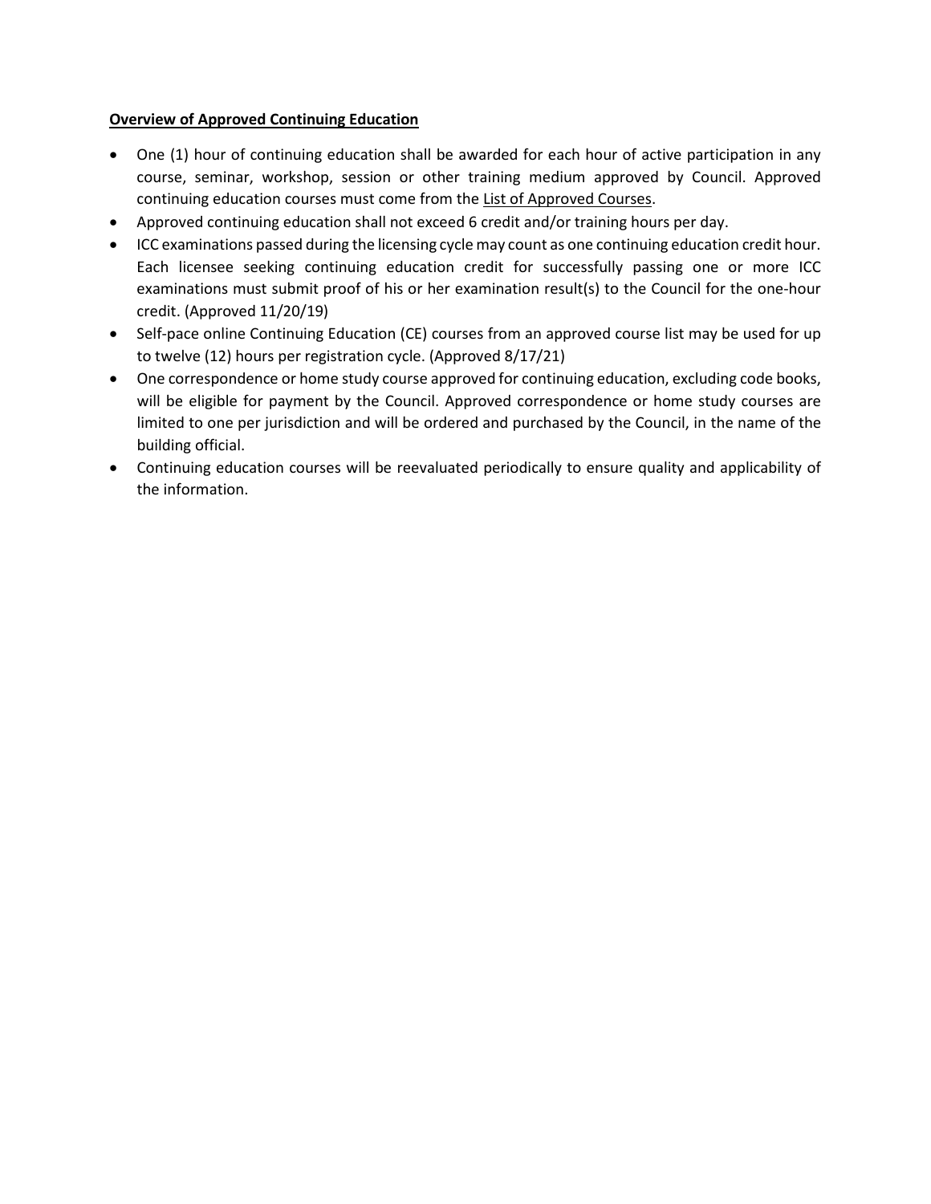**Overview of Approved Continuing Education**

- One (1) hour of continuing education shall be awarded for each hour of active participation in any course, seminar, workshop, session or other training medium approved by Council. Approved continuing education courses must come from the List of Approved Courses.
- Approved continuing education shall not exceed 6 credit and/or training hours per day.
- ICC examinations passed during the licensing cycle may count as one continuing education credit hour. Each licensee seeking continuing education credit for successfully passing one or more ICC examinations must submit proof of his or her examination result(s) to the Council for the one-hour credit. (Approved 11/20/19)
- Self-pace online Continuing Education (CE) courses from an approved course list may be used for up to twelve (12) hours per registration cycle. (Approved 8/17/21)
- One correspondence or home study course approved for continuing education, excluding code books, will be eligible for payment by the Council. Approved correspondence or home study courses are limited to one per jurisdiction and will be ordered and purchased by the Council, in the name of the building official.
- Continuing education courses will be reevaluated periodically to ensure quality and applicability of the information.